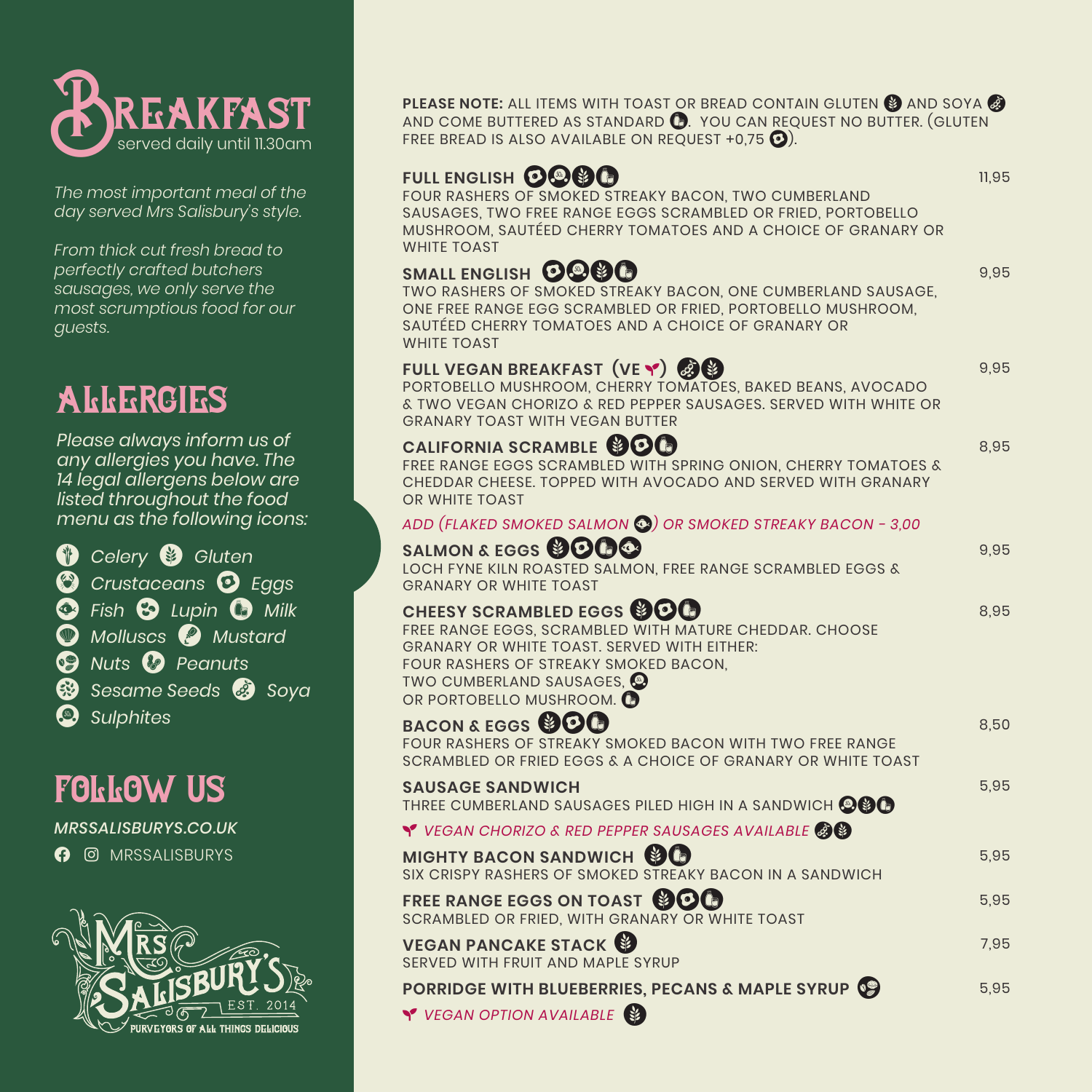# Breakfast

served daily until 11.30am

*The most important meal of the day served Mrs Salisbury's style.*

*From thick cut fresh bread to perfectly crafted butchers sausages, we only serve the most scrumptious food for our guests.*

## Allergies

*Please always inform us of any allergies you have. The 14 legal allergens below are listed throughout the food menu as the following icons:*

- *Celery*
- *Gluten*
- *Crustaceans*
- *Eggs*
- *Fish*
- *Lupin*
- *Milk*
- *Molluscs*
- *Mustard*
- *Nuts*
- *Peanuts*
- *Sesame Seeds*
- *Soya*
- *Sulphites*

## Follow Us

***MRSSALISBURYS.CO.UK***

MRSSALISBURYS

MRS SALISBURY'S
EST. 2014
PURVEYORS OF ALL THINGS DELICIOUS

---

**PLEASE NOTE:** ALL ITEMS WITH TOAST OR BREAD CONTAIN GLUTEN AND SOYA AND COME BUTTERED AS STANDARD. YOU CAN REQUEST NO BUTTER. (GLUTEN FREE BREAD IS ALSO AVAILABLE ON REQUEST +0,75).

**FULL ENGLISH** — 11,95
FOUR RASHERS OF SMOKED STREAKY BACON, TWO CUMBERLAND SAUSAGES, TWO FREE RANGE EGGS SCRAMBLED OR FRIED, PORTOBELLO MUSHROOM, SAUTÉED CHERRY TOMATOES AND A CHOICE OF GRANARY OR WHITE TOAST

**SMALL ENGLISH** — 9,95
TWO RASHERS OF SMOKED STREAKY BACON, ONE CUMBERLAND SAUSAGE, ONE FREE RANGE EGG SCRAMBLED OR FRIED, PORTOBELLO MUSHROOM, SAUTÉED CHERRY TOMATOES AND A CHOICE OF GRANARY OR WHITE TOAST

**FULL VEGAN BREAKFAST (VE)** — 9,95
PORTOBELLO MUSHROOM, CHERRY TOMATOES, BAKED BEANS, AVOCADO & TWO VEGAN CHORIZO & RED PEPPER SAUSAGES. SERVED WITH WHITE OR GRANARY TOAST WITH VEGAN BUTTER

**CALIFORNIA SCRAMBLE** — 8,95
FREE RANGE EGGS SCRAMBLED WITH SPRING ONION, CHERRY TOMATOES & CHEDDAR CHEESE. TOPPED WITH AVOCADO AND SERVED WITH GRANARY OR WHITE TOAST

*ADD (FLAKED SMOKED SALMON) OR SMOKED STREAKY BACON - 3,00*

**SALMON & EGGS** — 9,95
LOCH FYNE KILN ROASTED SALMON, FREE RANGE SCRAMBLED EGGS & GRANARY OR WHITE TOAST

**CHEESY SCRAMBLED EGGS** — 8,95
FREE RANGE EGGS, SCRAMBLED WITH MATURE CHEDDAR. CHOOSE GRANARY OR WHITE TOAST. SERVED WITH EITHER:
FOUR RASHERS OF STREAKY SMOKED BACON,
TWO CUMBERLAND SAUSAGES,
OR PORTOBELLO MUSHROOM.

**BACON & EGGS** — 8,50
FOUR RASHERS OF STREAKY SMOKED BACON WITH TWO FREE RANGE SCRAMBLED OR FRIED EGGS & A CHOICE OF GRANARY OR WHITE TOAST

**SAUSAGE SANDWICH** — 5,95
THREE CUMBERLAND SAUSAGES PILED HIGH IN A SANDWICH

*VEGAN CHORIZO & RED PEPPER SAUSAGES AVAILABLE*

**MIGHTY BACON SANDWICH** — 5,95
SIX CRISPY RASHERS OF SMOKED STREAKY BACON IN A SANDWICH

**FREE RANGE EGGS ON TOAST** — 5,95
SCRAMBLED OR FRIED, WITH GRANARY OR WHITE TOAST

**VEGAN PANCAKE STACK** — 7,95
SERVED WITH FRUIT AND MAPLE SYRUP

**PORRIDGE WITH BLUEBERRIES, PECANS & MAPLE SYRUP** — 5,95

*VEGAN OPTION AVAILABLE*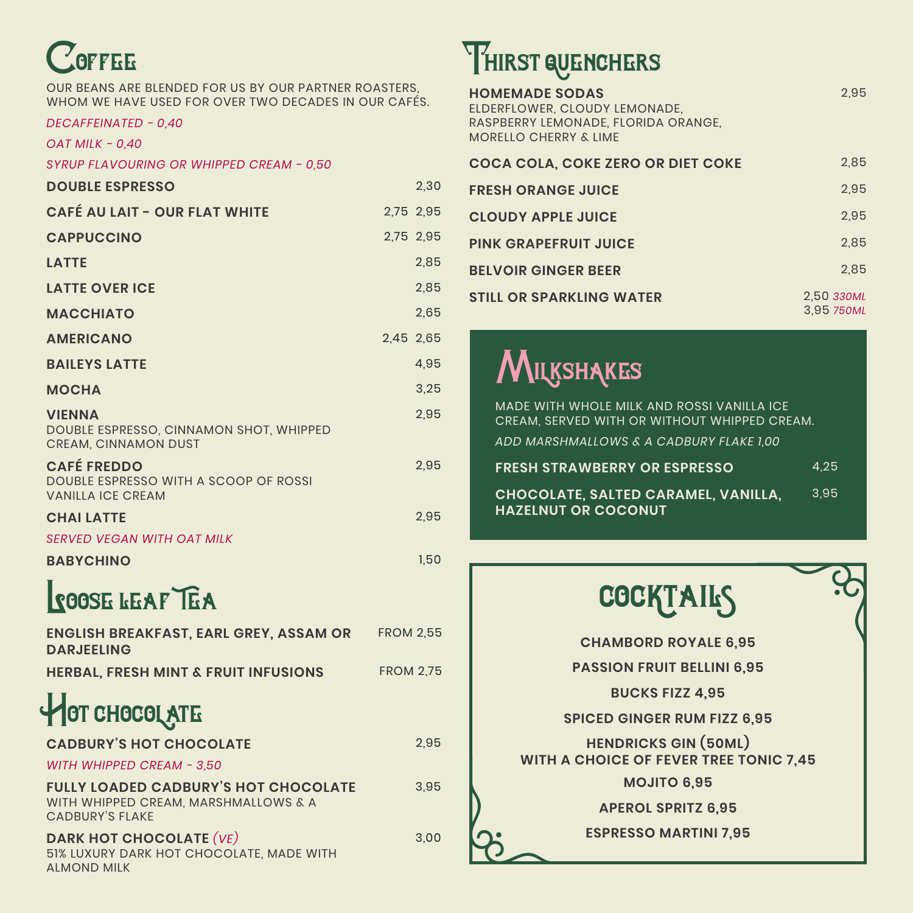# Coffee

OUR BEANS ARE BLENDED FOR US BY OUR PARTNER ROASTERS, WHOM WE HAVE USED FOR OVER TWO DECADES IN OUR CAFÉS.

*DECAFFEINATED - 0,40*

*OAT MILK - 0,40*

*SYRUP FLAVOURING OR WHIPPED CREAM - 0,50*

| | |
|---|---|
| **DOUBLE ESPRESSO** | 2,30 |
| **CAFÉ AU LAIT - OUR FLAT WHITE** | 2,75 2,95 |
| **CAPPUCCINO** | 2,75 2,95 |
| **LATTE** | 2,85 |
| **LATTE OVER ICE** | 2,85 |
| **MACCHIATO** | 2,65 |
| **AMERICANO** | 2,45 2,65 |
| **BAILEYS LATTE** | 4,95 |
| **MOCHA** | 3,25 |
| **VIENNA** DOUBLE ESPRESSO, CINNAMON SHOT, WHIPPED CREAM, CINNAMON DUST | 2,95 |
| **CAFÉ FREDDO** DOUBLE ESPRESSO WITH A SCOOP OF ROSSI VANILLA ICE CREAM | 2,95 |
| **CHAI LATTE** *SERVED VEGAN WITH OAT MILK* | 2,95 |
| **BABYCHINO** | 1,50 |

# Loose Leaf Tea

| | |
|---|---|
| **ENGLISH BREAKFAST, EARL GREY, ASSAM OR DARJEELING** | FROM 2,55 |
| **HERBAL, FRESH MINT & FRUIT INFUSIONS** | FROM 2,75 |

# Hot Chocolate

| | |
|---|---|
| **CADBURY'S HOT CHOCOLATE** *WITH WHIPPED CREAM - 3,50* | 2,95 |
| **FULLY LOADED CADBURY'S HOT CHOCOLATE** WITH WHIPPED CREAM, MARSHMALLOWS & A CADBURY'S FLAKE | 3,95 |
| **DARK HOT CHOCOLATE** *(VE)* 51% LUXURY DARK HOT CHOCOLATE, MADE WITH ALMOND MILK | 3,00 |

# Thirst Quenchers

| | |
|---|---|
| **HOMEMADE SODAS** ELDERFLOWER, CLOUDY LEMONADE, RASPBERRY LEMONADE, FLORIDA ORANGE, MORELLO CHERRY & LIME | 2,95 |
| **COCA COLA, COKE ZERO OR DIET COKE** | 2,85 |
| **FRESH ORANGE JUICE** | 2,95 |
| **CLOUDY APPLE JUICE** | 2,95 |
| **PINK GRAPEFRUIT JUICE** | 2,85 |
| **BELVOIR GINGER BEER** | 2,85 |
| **STILL OR SPARKLING WATER** | 2,50 *330ML* 3,95 *750ML* |

# Milkshakes

MADE WITH WHOLE MILK AND ROSSI VANILLA ICE CREAM, SERVED WITH OR WITHOUT WHIPPED CREAM.

*ADD MARSHMALLOWS & A CADBURY FLAKE 1,00*

| | |
|---|---|
| **FRESH STRAWBERRY OR ESPRESSO** | 4,25 |
| **CHOCOLATE, SALTED CARAMEL, VANILLA, HAZELNUT OR COCONUT** | 3,95 |

# Cocktails

**CHAMBORD ROYALE 6,95**

**PASSION FRUIT BELLINI 6,95**

**BUCKS FIZZ 4,95**

**SPICED GINGER RUM FIZZ 6,95**

**HENDRICKS GIN (50ML) WITH A CHOICE OF FEVER TREE TONIC 7,45**

**MOJITO 6,95**

**APEROL SPRITZ 6,95**

**ESPRESSO MARTINI 7,95**